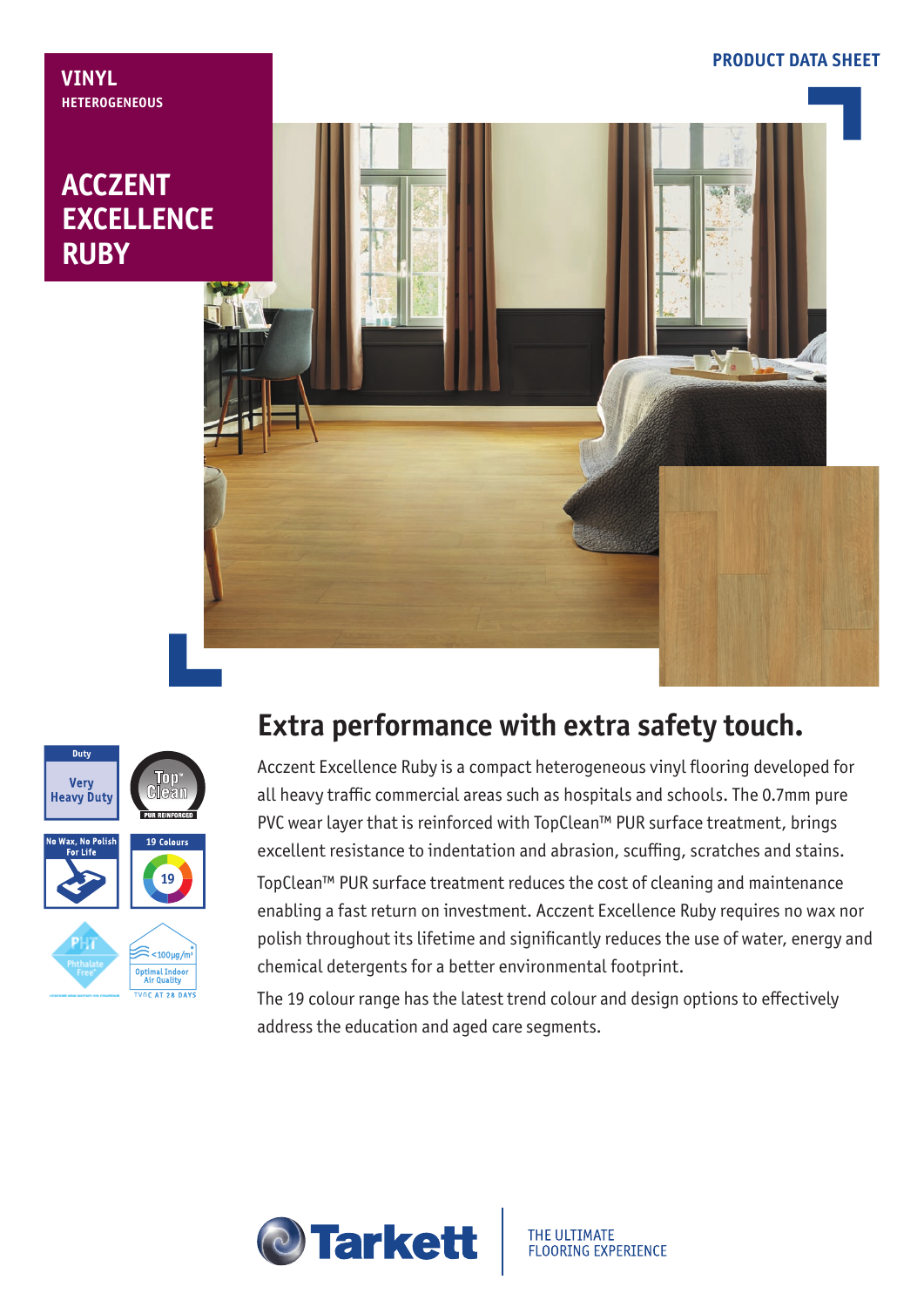PRODUCT DATA SHEET

**VINYL**
**HETEROGENEOUS**

# ACCZENT EXCELLENCE RUBY

Duty: Very Heavy Duty

Top Clean – PUR REINFORCED

No Wax, No Polish For Life

19 Colours

PHT Phthalate Free

<100µg/m³ Optimal Indoor Air Quality – TVOC AT 28 DAYS

## Extra performance with extra safety touch.

Acczent Excellence Ruby is a compact heterogeneous vinyl flooring developed for all heavy traffic commercial areas such as hospitals and schools. The 0.7mm pure PVC wear layer that is reinforced with TopClean™ PUR surface treatment, brings excellent resistance to indentation and abrasion, scuffing, scratches and stains.

TopClean™ PUR surface treatment reduces the cost of cleaning and maintenance enabling a fast return on investment. Acczent Excellence Ruby requires no wax nor polish throughout its lifetime and significantly reduces the use of water, energy and chemical detergents for a better environmental footprint.

The 19 colour range has the latest trend colour and design options to effectively address the education and aged care segments.

Tarkett | THE ULTIMATE FLOORING EXPERIENCE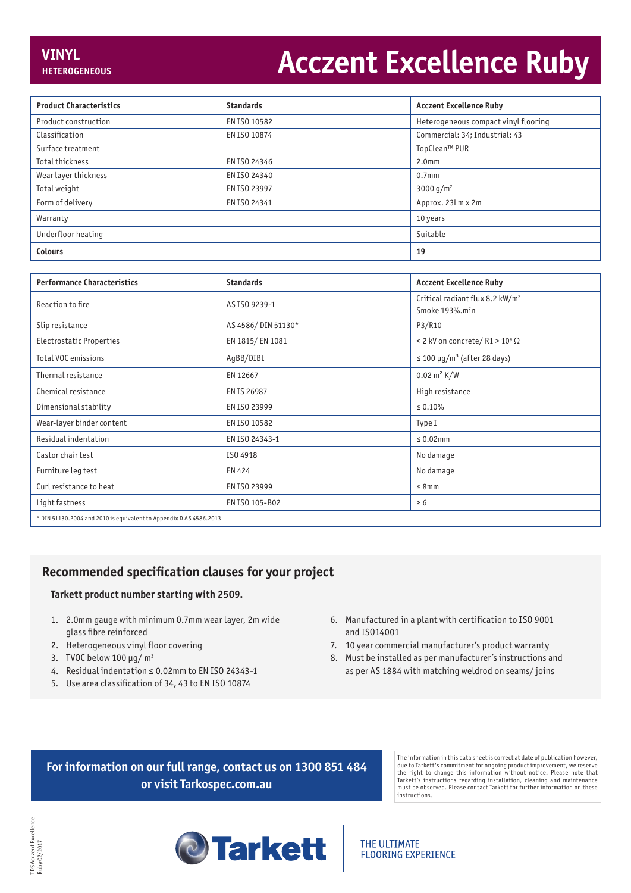**VINYL**
**HETEROGENEOUS**

# Acczent Excellence Ruby

| **Product Characteristics** | **Standards** | **Acczent Excellence Ruby** |
| --- | --- | --- |
| Product construction | EN ISO 10582 | Heterogeneous compact vinyl flooring |
| Classification | EN ISO 10874 | Commercial: 34; Industrial: 43 |
| Surface treatment | | TopClean™ PUR |
| Total thickness | EN ISO 24346 | 2.0mm |
| Wear layer thickness | EN ISO 24340 | 0.7mm |
| Total weight | EN ISO 23997 | 3000 g/m² |
| Form of delivery | EN ISO 24341 | Approx. 23Lm x 2m |
| Warranty | | 10 years |
| Underfloor heating | | Suitable |
| **Colours** | | **19** |

| **Performance Characteristics** | **Standards** | **Acczent Excellence Ruby** |
| --- | --- | --- |
| Reaction to fire | AS ISO 9239-1 | Critical radiant flux 8.2 kW/m² Smoke 193%.min |
| Slip resistance | AS 4586/ DIN 51130* | P3/R10 |
| Electrostatic Properties | EN 1815/ EN 1081 | < 2 kV on concrete/ R1 > $10^9$ Ω |
| Total VOC emissions | AgBB/DIBt | ≤ 100 µg/m³ (after 28 days) |
| Thermal resistance | EN 12667 | 0.02 m² K/W |
| Chemical resistance | EN IS 26987 | High resistance |
| Dimensional stability | EN ISO 23999 | ≤ 0.10% |
| Wear-layer binder content | EN ISO 10582 | Type I |
| Residual indentation | EN ISO 24343-1 | ≤ 0.02mm |
| Castor chair test | ISO 4918 | No damage |
| Furniture leg test | EN 424 | No damage |
| Curl resistance to heat | EN ISO 23999 | ≤ 8mm |
| Light fastness | EN ISO 105-B02 | ≥ 6 |

* DIN 51130.2004 and 2010 is equivalent to Appendix D AS 4586.2013

## Recommended specification clauses for your project

**Tarkett product number starting with 2509.**

1. 2.0mm gauge with minimum 0.7mm wear layer, 2m wide glass fibre reinforced
2. Heterogeneous vinyl floor covering
3. TVOC below 100 µg/ m³
4. Residual indentation ≤ 0.02mm to EN ISO 24343-1
5. Use area classification of 34, 43 to EN ISO 10874
6. Manufactured in a plant with certification to ISO 9001 and ISO14001
7. 10 year commercial manufacturer's product warranty
8. Must be installed as per manufacturer's instructions and as per AS 1884 with matching weldrod on seams/ joins

**For information on our full range, contact us on 1300 851 484 or visit Tarkospec.com.au**

The information in this data sheet is correct at date of publication however, due to Tarkett's commitment for ongoing product improvement, we reserve the right to change this information without notice. Please note that Tarkett's instructions regarding installation, cleaning and maintenance must be observed. Please contact Tarkett for further information on these instructions.

TDS Acczent Excellence Ruby 02/2017

Tarkett

THE ULTIMATE FLOORING EXPERIENCE